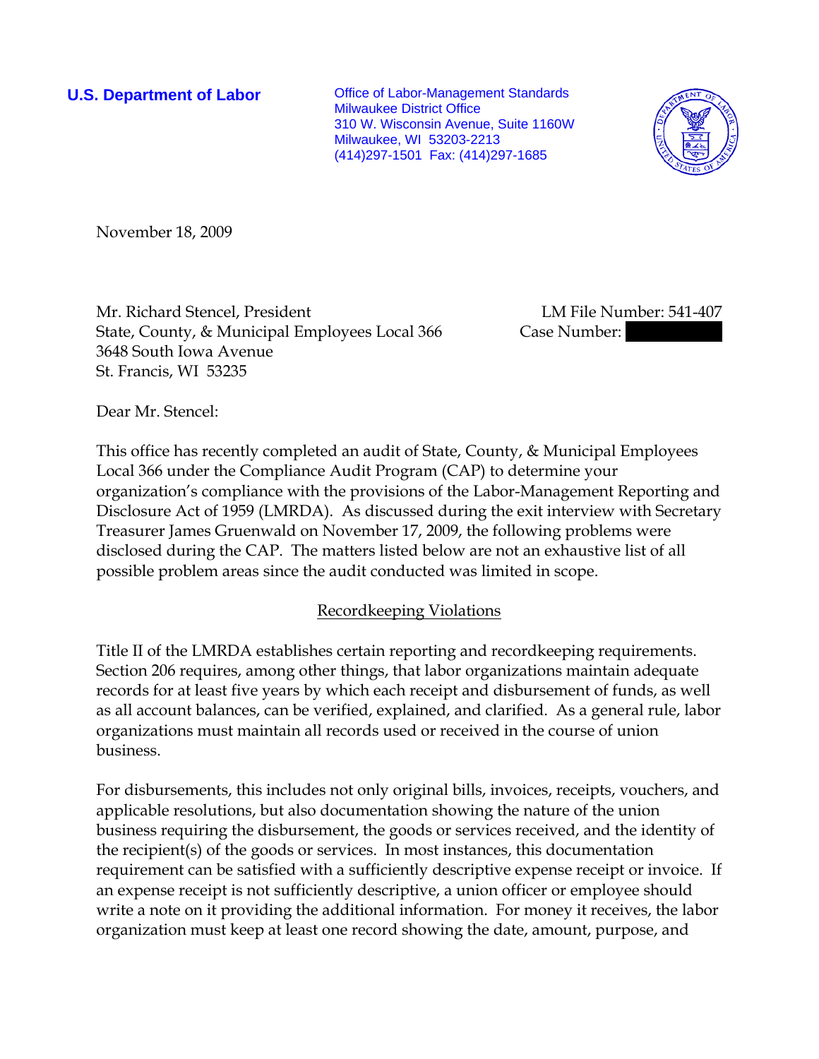**U.S. Department of Labor**

Office of Labor-Management Standards
Milwaukee District Office
310 W. Wisconsin Avenue, Suite 1160W
Milwaukee, WI 53203-2213
(414)297-1501 Fax: (414)297-1685

November 18, 2009

Mr. Richard Stencel, President
State, County, & Municipal Employees Local 366
3648 South Iowa Avenue
St. Francis, WI 53235

LM File Number: 541-407
Case Number:

Dear Mr. Stencel:

This office has recently completed an audit of State, County, & Municipal Employees Local 366 under the Compliance Audit Program (CAP) to determine your organization's compliance with the provisions of the Labor-Management Reporting and Disclosure Act of 1959 (LMRDA). As discussed during the exit interview with Secretary Treasurer James Gruenwald on November 17, 2009, the following problems were disclosed during the CAP. The matters listed below are not an exhaustive list of all possible problem areas since the audit conducted was limited in scope.

## Recordkeeping Violations

Title II of the LMRDA establishes certain reporting and recordkeeping requirements. Section 206 requires, among other things, that labor organizations maintain adequate records for at least five years by which each receipt and disbursement of funds, as well as all account balances, can be verified, explained, and clarified. As a general rule, labor organizations must maintain all records used or received in the course of union business.

For disbursements, this includes not only original bills, invoices, receipts, vouchers, and applicable resolutions, but also documentation showing the nature of the union business requiring the disbursement, the goods or services received, and the identity of the recipient(s) of the goods or services. In most instances, this documentation requirement can be satisfied with a sufficiently descriptive expense receipt or invoice. If an expense receipt is not sufficiently descriptive, a union officer or employee should write a note on it providing the additional information. For money it receives, the labor organization must keep at least one record showing the date, amount, purpose, and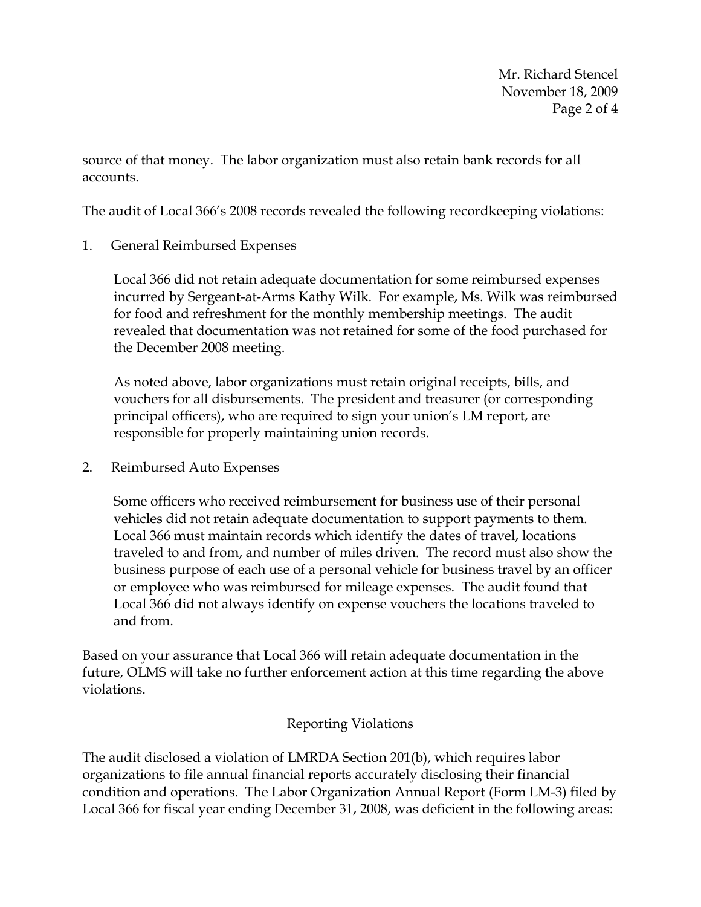source of that money. The labor organization must also retain bank records for all accounts.

The audit of Local 366's 2008 records revealed the following recordkeeping violations:

1. General Reimbursed Expenses

   Local 366 did not retain adequate documentation for some reimbursed expenses incurred by Sergeant-at-Arms Kathy Wilk. For example, Ms. Wilk was reimbursed for food and refreshment for the monthly membership meetings. The audit revealed that documentation was not retained for some of the food purchased for the December 2008 meeting.

   As noted above, labor organizations must retain original receipts, bills, and vouchers for all disbursements. The president and treasurer (or corresponding principal officers), who are required to sign your union's LM report, are responsible for properly maintaining union records.

2. Reimbursed Auto Expenses

   Some officers who received reimbursement for business use of their personal vehicles did not retain adequate documentation to support payments to them. Local 366 must maintain records which identify the dates of travel, locations traveled to and from, and number of miles driven. The record must also show the business purpose of each use of a personal vehicle for business travel by an officer or employee who was reimbursed for mileage expenses. The audit found that Local 366 did not always identify on expense vouchers the locations traveled to and from.

Based on your assurance that Local 366 will retain adequate documentation in the future, OLMS will take no further enforcement action at this time regarding the above violations.

## Reporting Violations

The audit disclosed a violation of LMRDA Section 201(b), which requires labor organizations to file annual financial reports accurately disclosing their financial condition and operations. The Labor Organization Annual Report (Form LM-3) filed by Local 366 for fiscal year ending December 31, 2008, was deficient in the following areas: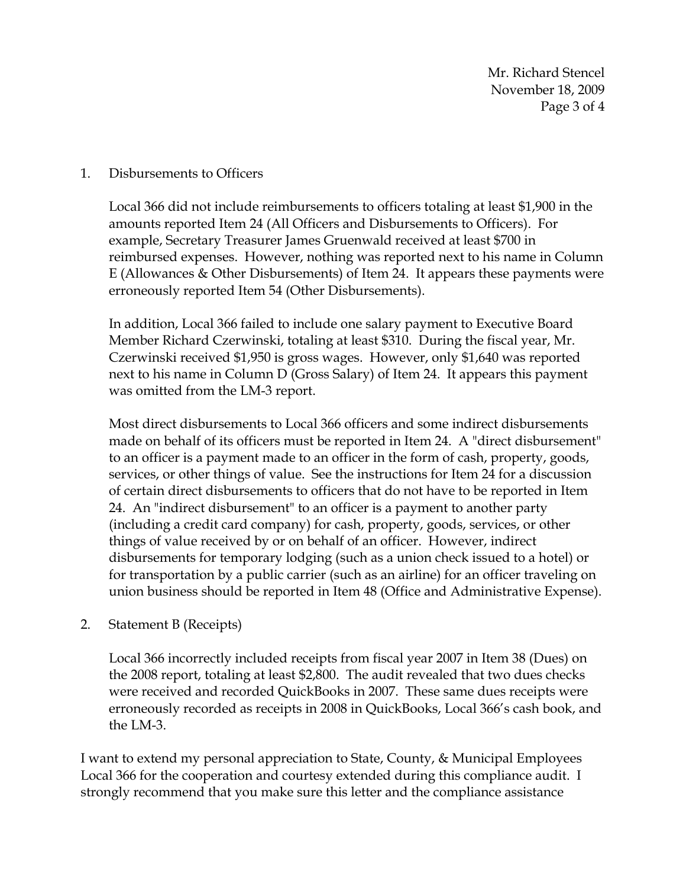1. Disbursements to Officers

   Local 366 did not include reimbursements to officers totaling at least $1,900 in the amounts reported Item 24 (All Officers and Disbursements to Officers). For example, Secretary Treasurer James Gruenwald received at least $700 in reimbursed expenses. However, nothing was reported next to his name in Column E (Allowances & Other Disbursements) of Item 24. It appears these payments were erroneously reported Item 54 (Other Disbursements).

   In addition, Local 366 failed to include one salary payment to Executive Board Member Richard Czerwinski, totaling at least $310. During the fiscal year, Mr. Czerwinski received $1,950 is gross wages. However, only $1,640 was reported next to his name in Column D (Gross Salary) of Item 24. It appears this payment was omitted from the LM-3 report.

   Most direct disbursements to Local 366 officers and some indirect disbursements made on behalf of its officers must be reported in Item 24. A "direct disbursement" to an officer is a payment made to an officer in the form of cash, property, goods, services, or other things of value. See the instructions for Item 24 for a discussion of certain direct disbursements to officers that do not have to be reported in Item 24. An "indirect disbursement" to an officer is a payment to another party (including a credit card company) for cash, property, goods, services, or other things of value received by or on behalf of an officer. However, indirect disbursements for temporary lodging (such as a union check issued to a hotel) or for transportation by a public carrier (such as an airline) for an officer traveling on union business should be reported in Item 48 (Office and Administrative Expense).

2. Statement B (Receipts)

   Local 366 incorrectly included receipts from fiscal year 2007 in Item 38 (Dues) on the 2008 report, totaling at least $2,800. The audit revealed that two dues checks were received and recorded QuickBooks in 2007. These same dues receipts were erroneously recorded as receipts in 2008 in QuickBooks, Local 366's cash book, and the LM-3.

I want to extend my personal appreciation to State, County, & Municipal Employees Local 366 for the cooperation and courtesy extended during this compliance audit. I strongly recommend that you make sure this letter and the compliance assistance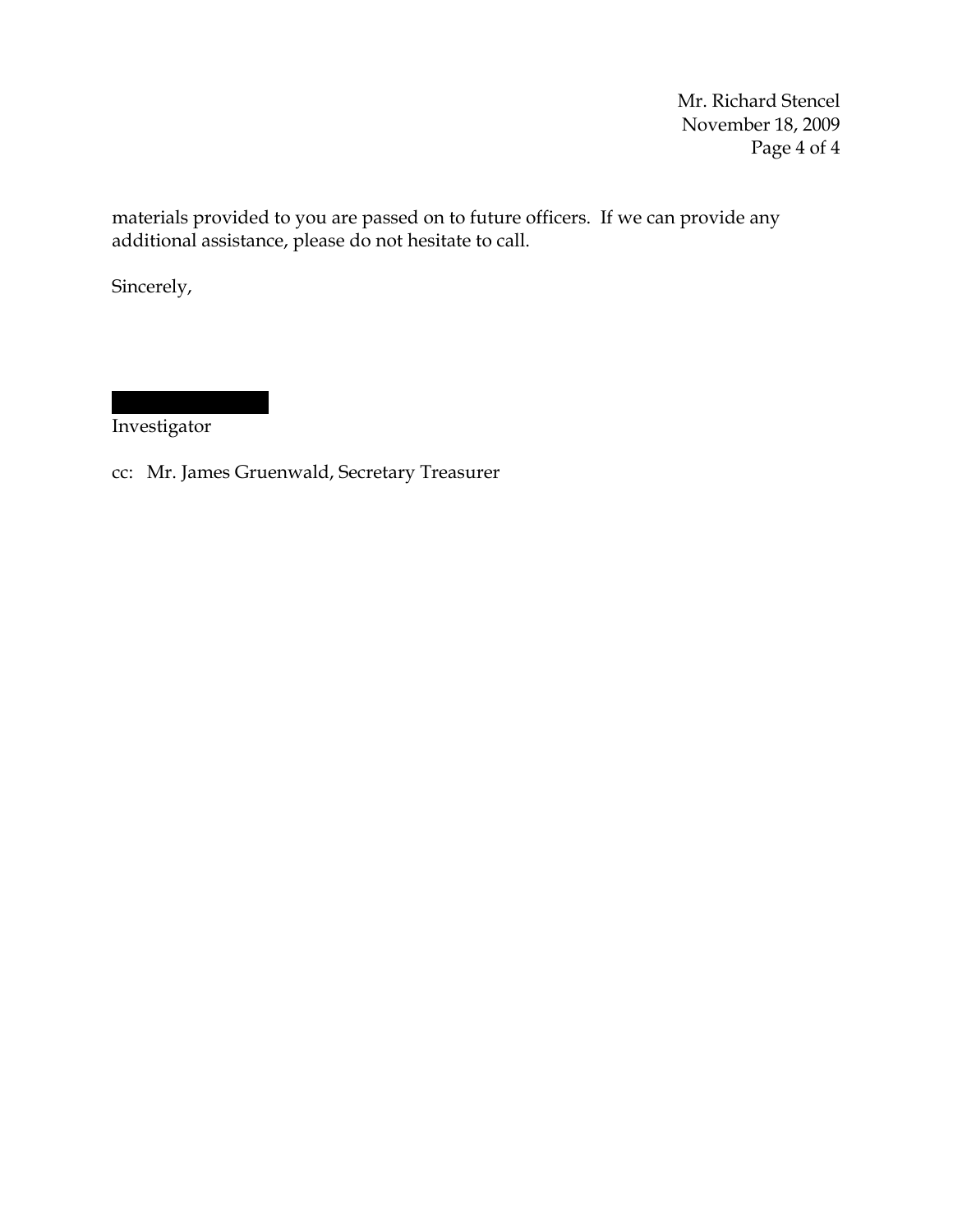materials provided to you are passed on to future officers. If we can provide any additional assistance, please do not hesitate to call.

Sincerely,

Investigator

cc: Mr. James Gruenwald, Secretary Treasurer